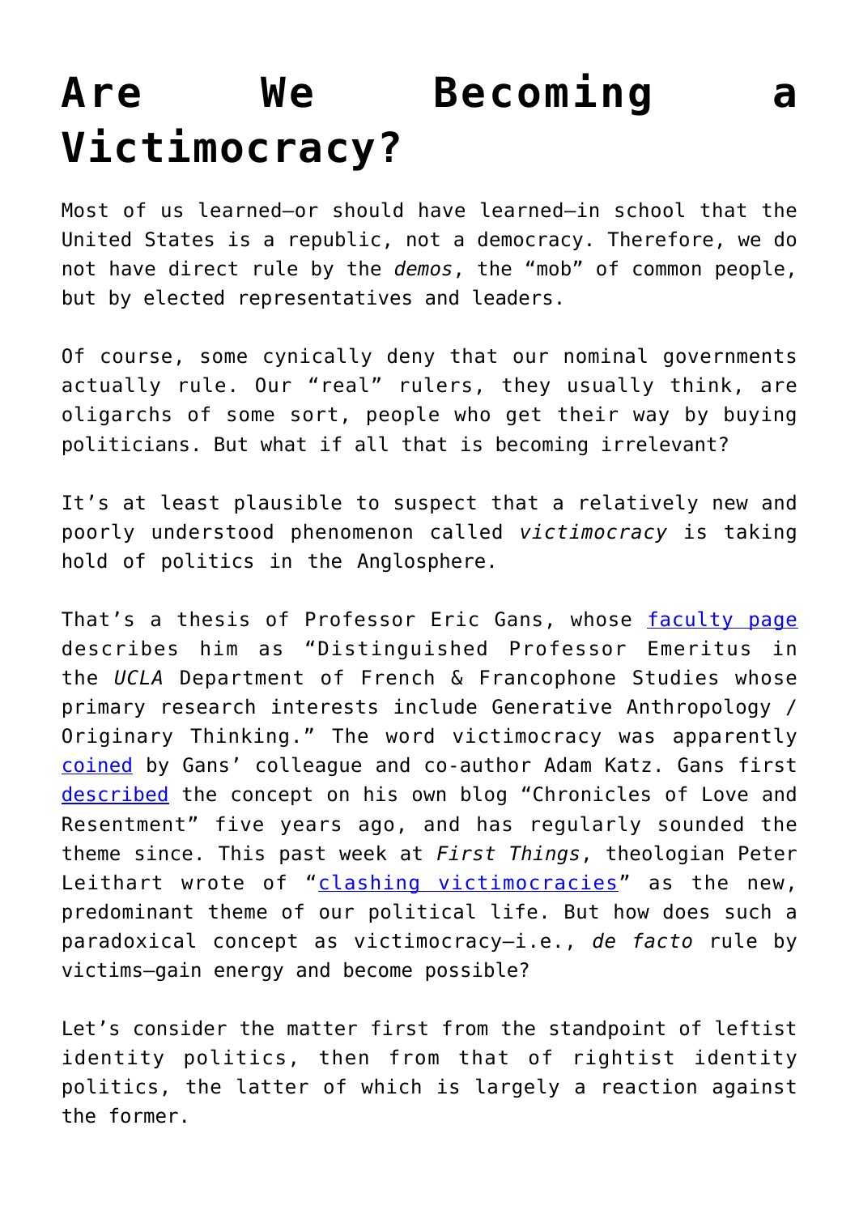# Are We Becoming a Victimocracy?

Most of us learned—or should have learned—in school that the United States is a republic, not a democracy. Therefore, we do not have direct rule by the *demos*, the "mob" of common people, but by elected representatives and leaders.

Of course, some cynically deny that our nominal governments actually rule. Our "real" rulers, they usually think, are oligarchs of some sort, people who get their way by buying politicians. But what if all that is becoming irrelevant?

It's at least plausible to suspect that a relatively new and poorly understood phenomenon called *victimocracy* is taking hold of politics in the Anglosphere.

That's a thesis of Professor Eric Gans, whose faculty page describes him as "Distinguished Professor Emeritus in the *UCLA* Department of French & Francophone Studies whose primary research interests include Generative Anthropology / Originary Thinking." The word victimocracy was apparently coined by Gans' colleague and co-author Adam Katz. Gans first described the concept on his own blog "Chronicles of Love and Resentment" five years ago, and has regularly sounded the theme since. This past week at *First Things*, theologian Peter Leithart wrote of "clashing victimocracies" as the new, predominant theme of our political life. But how does such a paradoxical concept as victimocracy—i.e., *de facto* rule by victims—gain energy and become possible?

Let's consider the matter first from the standpoint of leftist identity politics, then from that of rightist identity politics, the latter of which is largely a reaction against the former.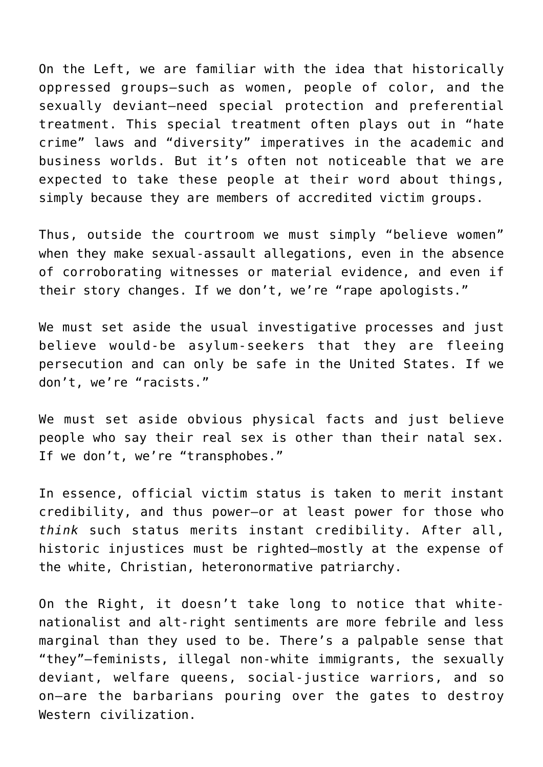On the Left, we are familiar with the idea that historically oppressed groups—such as women, people of color, and the sexually deviant—need special protection and preferential treatment. This special treatment often plays out in "hate crime" laws and "diversity" imperatives in the academic and business worlds. But it's often not noticeable that we are expected to take these people at their word about things, simply because they are members of accredited victim groups.

Thus, outside the courtroom we must simply "believe women" when they make sexual-assault allegations, even in the absence of corroborating witnesses or material evidence, and even if their story changes. If we don't, we're "rape apologists."

We must set aside the usual investigative processes and just believe would-be asylum-seekers that they are fleeing persecution and can only be safe in the United States. If we don't, we're "racists."

We must set aside obvious physical facts and just believe people who say their real sex is other than their natal sex. If we don't, we're "transphobes."

In essence, official victim status is taken to merit instant credibility, and thus power—or at least power for those who *think* such status merits instant credibility. After all, historic injustices must be righted—mostly at the expense of the white, Christian, heteronormative patriarchy.

On the Right, it doesn't take long to notice that white-nationalist and alt-right sentiments are more febrile and less marginal than they used to be. There's a palpable sense that "they"—feminists, illegal non-white immigrants, the sexually deviant, welfare queens, social-justice warriors, and so on—are the barbarians pouring over the gates to destroy Western civilization.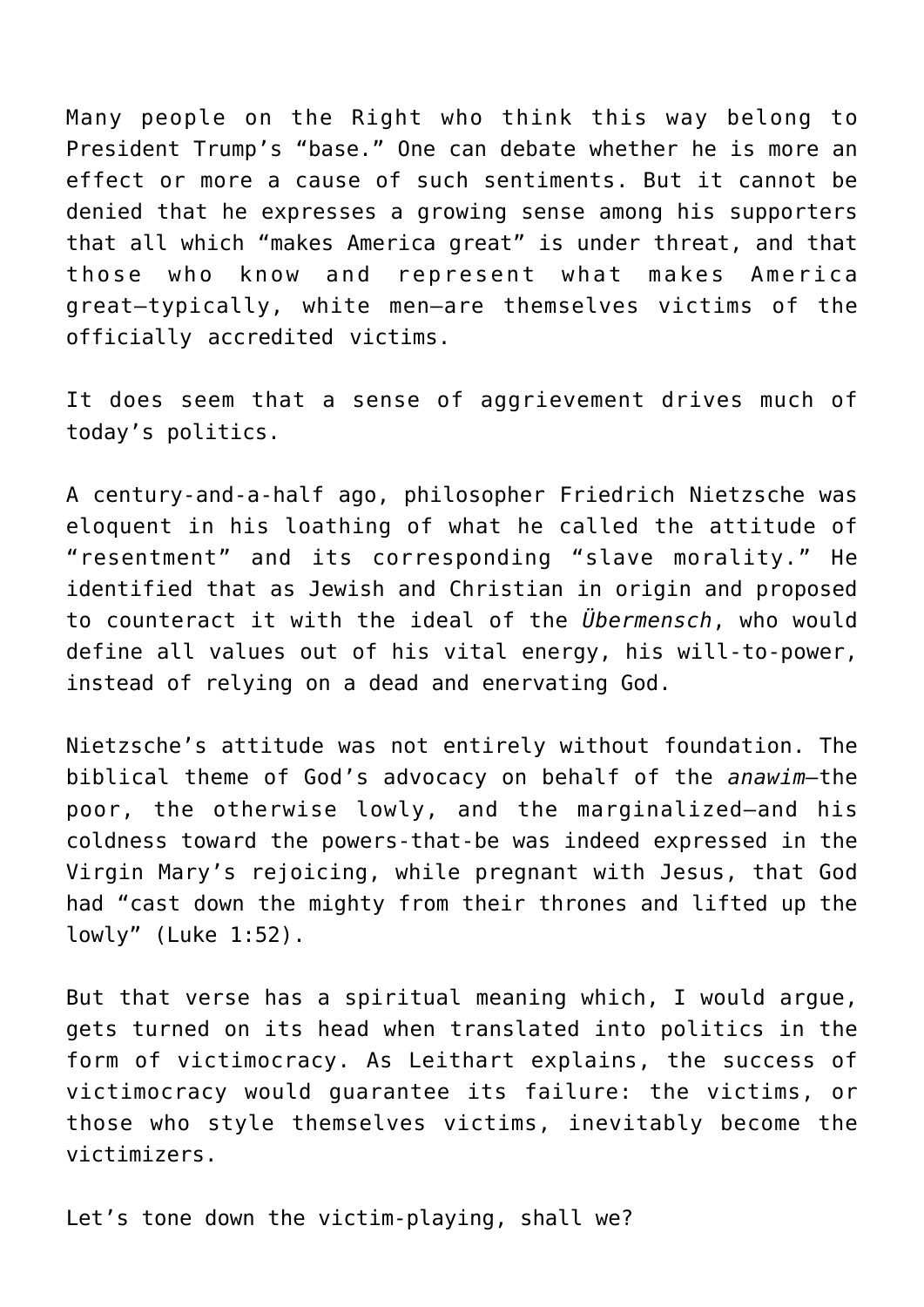Many people on the Right who think this way belong to President Trump's "base." One can debate whether he is more an effect or more a cause of such sentiments. But it cannot be denied that he expresses a growing sense among his supporters that all which "makes America great" is under threat, and that those who know and represent what makes America great—typically, white men—are themselves victims of the officially accredited victims.

It does seem that a sense of aggrievement drives much of today's politics.

A century-and-a-half ago, philosopher Friedrich Nietzsche was eloquent in his loathing of what he called the attitude of "resentment" and its corresponding "slave morality." He identified that as Jewish and Christian in origin and proposed to counteract it with the ideal of the *Übermensch*, who would define all values out of his vital energy, his will-to-power, instead of relying on a dead and enervating God.

Nietzsche's attitude was not entirely without foundation. The biblical theme of God's advocacy on behalf of the *anawim*—the poor, the otherwise lowly, and the marginalized—and his coldness toward the powers-that-be was indeed expressed in the Virgin Mary's rejoicing, while pregnant with Jesus, that God had "cast down the mighty from their thrones and lifted up the lowly" (Luke 1:52).

But that verse has a spiritual meaning which, I would argue, gets turned on its head when translated into politics in the form of victimocracy. As Leithart explains, the success of victimocracy would guarantee its failure: the victims, or those who style themselves victims, inevitably become the victimizers.

Let's tone down the victim-playing, shall we?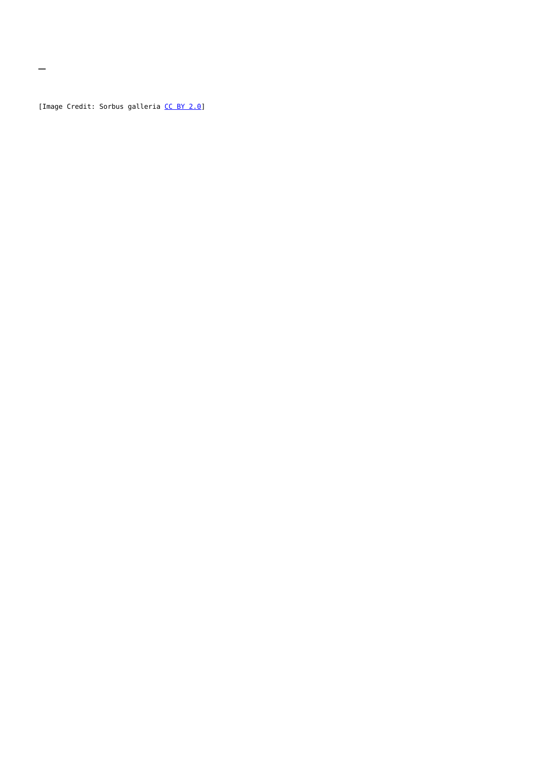—

[Image Credit: Sorbus galleria [CC BY 2.0]]